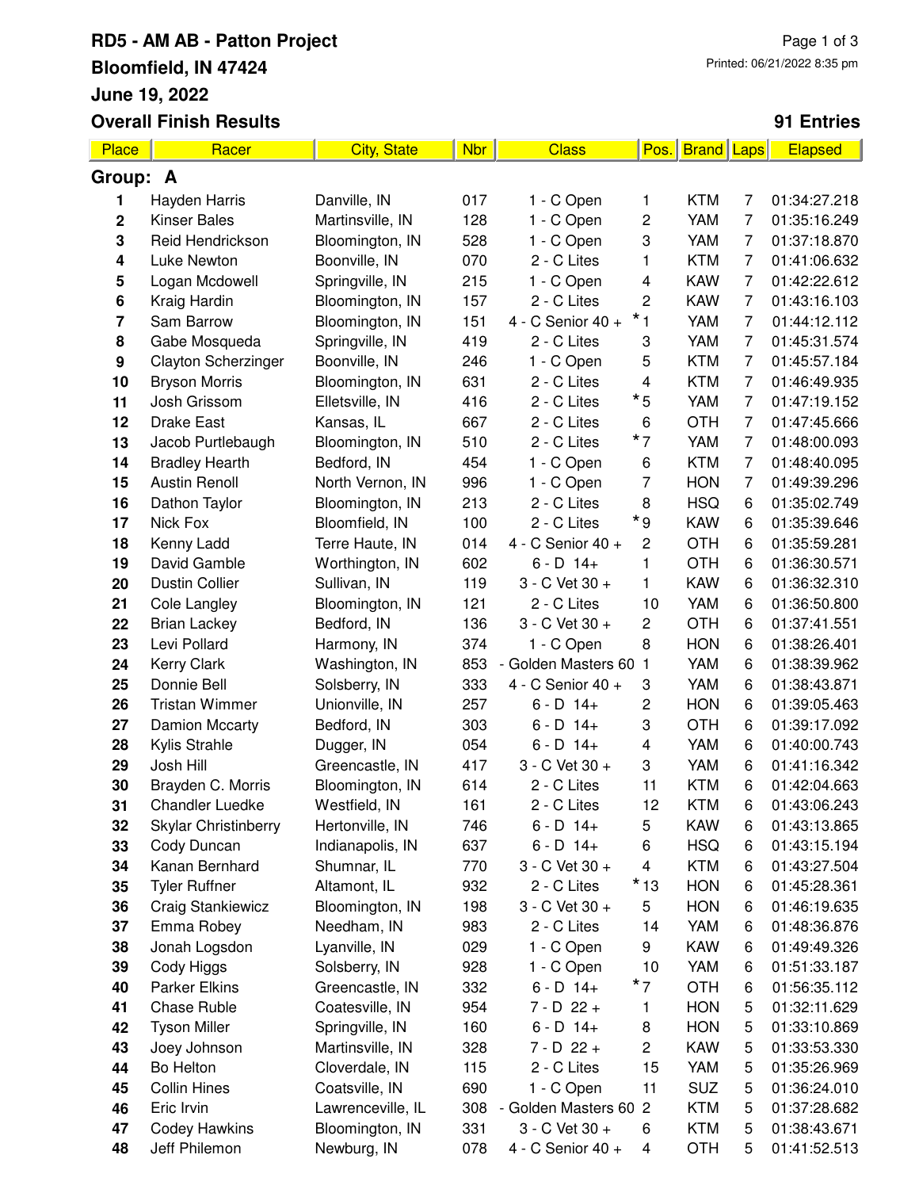# RD5 - AM AB - Patton Project

**Bloomfield, IN 47424**

**June 19, 2022**

**Overall Finish Results** **91 Entries**

Printed: 06/21/2022 8:35 pm

| Place | Racer | City, State | Nbr | Class | Pos. | Brand | Laps | Elapsed |
|---|---|---|---|---|---|---|---|---|
| **Group: A** | | | | | | | | |
| 1 | Hayden Harris | Danville, IN | 017 | 1 - C Open | 1 | KTM | 7 | 01:34:27.218 |
| 2 | Kinser Bales | Martinsville, IN | 128 | 1 - C Open | 2 | YAM | 7 | 01:35:16.249 |
| 3 | Reid Hendrickson | Bloomington, IN | 528 | 1 - C Open | 3 | YAM | 7 | 01:37:18.870 |
| 4 | Luke Newton | Boonville, IN | 070 | 2 - C Lites | 1 | KTM | 7 | 01:41:06.632 |
| 5 | Logan Mcdowell | Springville, IN | 215 | 1 - C Open | 4 | KAW | 7 | 01:42:22.612 |
| 6 | Kraig Hardin | Bloomington, IN | 157 | 2 - C Lites | 2 | KAW | 7 | 01:43:16.103 |
| 7 | Sam Barrow | Bloomington, IN | 151 | 4 - C Senior 40 + | *1 | YAM | 7 | 01:44:12.112 |
| 8 | Gabe Mosqueda | Springville, IN | 419 | 2 - C Lites | 3 | YAM | 7 | 01:45:31.574 |
| 9 | Clayton Scherzinger | Boonville, IN | 246 | 1 - C Open | 5 | KTM | 7 | 01:45:57.184 |
| 10 | Bryson Morris | Bloomington, IN | 631 | 2 - C Lites | 4 | KTM | 7 | 01:46:49.935 |
| 11 | Josh Grissom | Elletsville, IN | 416 | 2 - C Lites | *5 | YAM | 7 | 01:47:19.152 |
| 12 | Drake East | Kansas, IL | 667 | 2 - C Lites | 6 | OTH | 7 | 01:47:45.666 |
| 13 | Jacob Purtlebaugh | Bloomington, IN | 510 | 2 - C Lites | *7 | YAM | 7 | 01:48:00.093 |
| 14 | Bradley Hearth | Bedford, IN | 454 | 1 - C Open | 6 | KTM | 7 | 01:48:40.095 |
| 15 | Austin Renoll | North Vernon, IN | 996 | 1 - C Open | 7 | HON | 7 | 01:49:39.296 |
| 16 | Dathon Taylor | Bloomington, IN | 213 | 2 - C Lites | 8 | HSQ | 6 | 01:35:02.749 |
| 17 | Nick Fox | Bloomfield, IN | 100 | 2 - C Lites | *9 | KAW | 6 | 01:35:39.646 |
| 18 | Kenny Ladd | Terre Haute, IN | 014 | 4 - C Senior 40 + | 2 | OTH | 6 | 01:35:59.281 |
| 19 | David Gamble | Worthington, IN | 602 | 6 - D 14+ | 1 | OTH | 6 | 01:36:30.571 |
| 20 | Dustin Collier | Sullivan, IN | 119 | 3 - C Vet 30 + | 1 | KAW | 6 | 01:36:32.310 |
| 21 | Cole Langley | Bloomington, IN | 121 | 2 - C Lites | 10 | YAM | 6 | 01:36:50.800 |
| 22 | Brian Lackey | Bedford, IN | 136 | 3 - C Vet 30 + | 2 | OTH | 6 | 01:37:41.551 |
| 23 | Levi Pollard | Harmony, IN | 374 | 1 - C Open | 8 | HON | 6 | 01:38:26.401 |
| 24 | Kerry Clark | Washington, IN | 853 | - Golden Masters 60 | 1 | YAM | 6 | 01:38:39.962 |
| 25 | Donnie Bell | Solsberry, IN | 333 | 4 - C Senior 40 + | 3 | YAM | 6 | 01:38:43.871 |
| 26 | Tristan Wimmer | Unionville, IN | 257 | 6 - D 14+ | 2 | HON | 6 | 01:39:05.463 |
| 27 | Damion Mccarty | Bedford, IN | 303 | 6 - D 14+ | 3 | OTH | 6 | 01:39:17.092 |
| 28 | Kylis Strahle | Dugger, IN | 054 | 6 - D 14+ | 4 | YAM | 6 | 01:40:00.743 |
| 29 | Josh Hill | Greencastle, IN | 417 | 3 - C Vet 30 + | 3 | YAM | 6 | 01:41:16.342 |
| 30 | Brayden C. Morris | Bloomington, IN | 614 | 2 - C Lites | 11 | KTM | 6 | 01:42:04.663 |
| 31 | Chandler Luedke | Westfield, IN | 161 | 2 - C Lites | 12 | KTM | 6 | 01:43:06.243 |
| 32 | Skylar Christinberry | Hertonville, IN | 746 | 6 - D 14+ | 5 | KAW | 6 | 01:43:13.865 |
| 33 | Cody Duncan | Indianapolis, IN | 637 | 6 - D 14+ | 6 | HSQ | 6 | 01:43:15.194 |
| 34 | Kanan Bernhard | Shumnar, IL | 770 | 3 - C Vet 30 + | 4 | KTM | 6 | 01:43:27.504 |
| 35 | Tyler Ruffner | Altamont, IL | 932 | 2 - C Lites | *13 | HON | 6 | 01:45:28.361 |
| 36 | Craig Stankiewicz | Bloomington, IN | 198 | 3 - C Vet 30 + | 5 | HON | 6 | 01:46:19.635 |
| 37 | Emma Robey | Needham, IN | 983 | 2 - C Lites | 14 | YAM | 6 | 01:48:36.876 |
| 38 | Jonah Logsdon | Lyanville, IN | 029 | 1 - C Open | 9 | KAW | 6 | 01:49:49.326 |
| 39 | Cody Higgs | Solsberry, IN | 928 | 1 - C Open | 10 | YAM | 6 | 01:51:33.187 |
| 40 | Parker Elkins | Greencastle, IN | 332 | 6 - D 14+ | *7 | OTH | 6 | 01:56:35.112 |
| 41 | Chase Ruble | Coatesville, IN | 954 | 7 - D 22 + | 1 | HON | 5 | 01:32:11.629 |
| 42 | Tyson Miller | Springville, IN | 160 | 6 - D 14+ | 8 | HON | 5 | 01:33:10.869 |
| 43 | Joey Johnson | Martinsville, IN | 328 | 7 - D 22 + | 2 | KAW | 5 | 01:33:53.330 |
| 44 | Bo Helton | Cloverdale, IN | 115 | 2 - C Lites | 15 | YAM | 5 | 01:35:26.969 |
| 45 | Collin Hines | Coatsville, IN | 690 | 1 - C Open | 11 | SUZ | 5 | 01:36:24.010 |
| 46 | Eric Irvin | Lawrenceville, IL | 308 | - Golden Masters 60 | 2 | KTM | 5 | 01:37:28.682 |
| 47 | Codey Hawkins | Bloomington, IN | 331 | 3 - C Vet 30 + | 6 | KTM | 5 | 01:38:43.671 |
| 48 | Jeff Philemon | Newburg, IN | 078 | 4 - C Senior 40 + | 4 | OTH | 5 | 01:41:52.513 |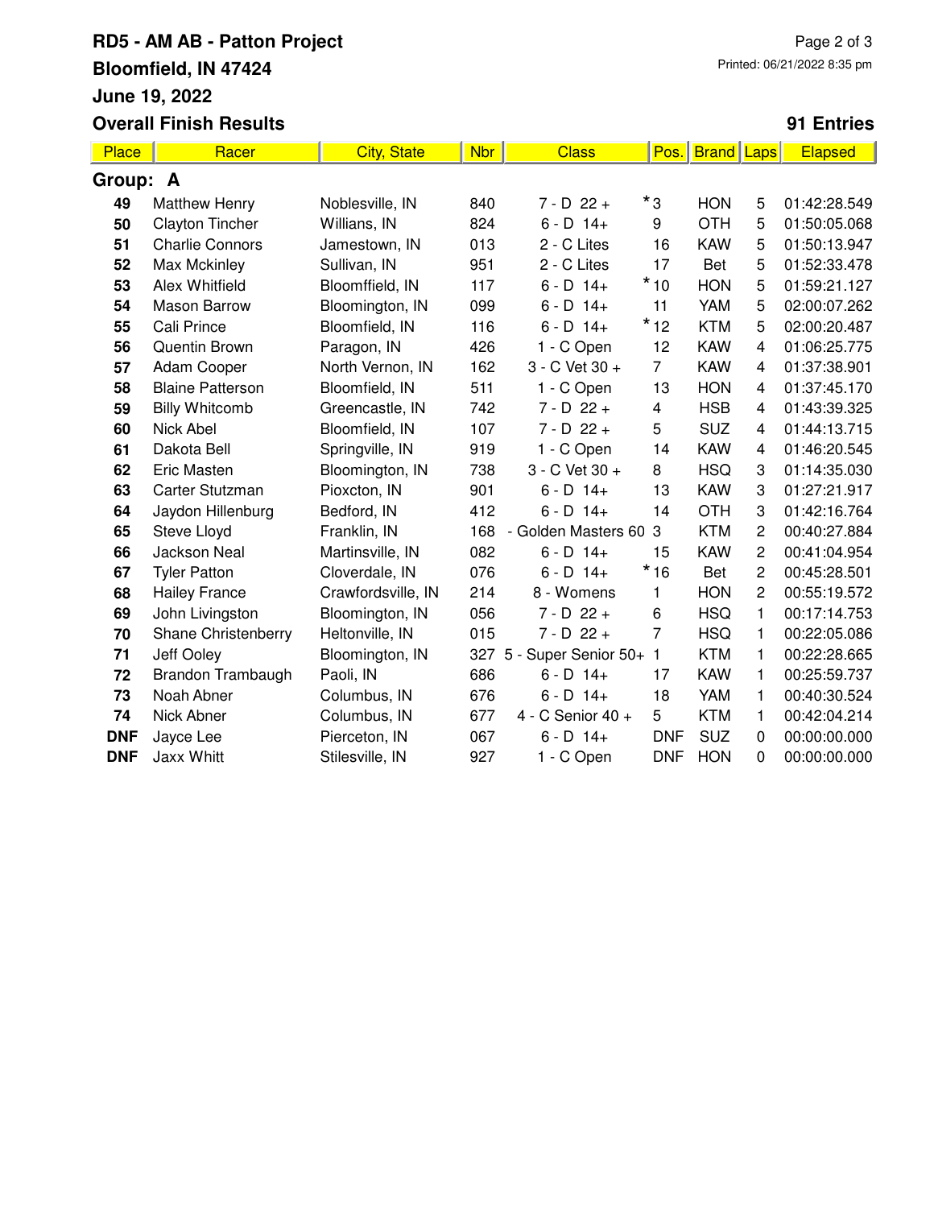# RD5 - AM AB - Patton Project

**Bloomfield, IN 47424**

**June 19, 2022**

**Overall Finish Results**

**91 Entries**

| Place | Racer | City, State | Nbr | Class | Pos. | Brand | Laps | Elapsed |
|---|---|---|---|---|---|---|---|---|
| **Group: A** | | | | | | | | |
| **49** | Matthew Henry | Noblesville, IN | 840 | 7 - D 22 + | *3 | HON | 5 | 01:42:28.549 |
| **50** | Clayton Tincher | Willians, IN | 824 | 6 - D 14+ | 9 | OTH | 5 | 01:50:05.068 |
| **51** | Charlie Connors | Jamestown, IN | 013 | 2 - C Lites | 16 | KAW | 5 | 01:50:13.947 |
| **52** | Max Mckinley | Sullivan, IN | 951 | 2 - C Lites | 17 | Bet | 5 | 01:52:33.478 |
| **53** | Alex Whitfield | Bloomffield, IN | 117 | 6 - D 14+ | *10 | HON | 5 | 01:59:21.127 |
| **54** | Mason Barrow | Bloomington, IN | 099 | 6 - D 14+ | 11 | YAM | 5 | 02:00:07.262 |
| **55** | Cali Prince | Bloomfield, IN | 116 | 6 - D 14+ | *12 | KTM | 5 | 02:00:20.487 |
| **56** | Quentin Brown | Paragon, IN | 426 | 1 - C Open | 12 | KAW | 4 | 01:06:25.775 |
| **57** | Adam Cooper | North Vernon, IN | 162 | 3 - C Vet 30 + | 7 | KAW | 4 | 01:37:38.901 |
| **58** | Blaine Patterson | Bloomfield, IN | 511 | 1 - C Open | 13 | HON | 4 | 01:37:45.170 |
| **59** | Billy Whitcomb | Greencastle, IN | 742 | 7 - D 22 + | 4 | HSB | 4 | 01:43:39.325 |
| **60** | Nick Abel | Bloomfield, IN | 107 | 7 - D 22 + | 5 | SUZ | 4 | 01:44:13.715 |
| **61** | Dakota Bell | Springville, IN | 919 | 1 - C Open | 14 | KAW | 4 | 01:46:20.545 |
| **62** | Eric Masten | Bloomington, IN | 738 | 3 - C Vet 30 + | 8 | HSQ | 3 | 01:14:35.030 |
| **63** | Carter Stutzman | Pioxcton, IN | 901 | 6 - D 14+ | 13 | KAW | 3 | 01:27:21.917 |
| **64** | Jaydon Hillenburg | Bedford, IN | 412 | 6 - D 14+ | 14 | OTH | 3 | 01:42:16.764 |
| **65** | Steve Lloyd | Franklin, IN | 168 | - Golden Masters 60 | 3 | KTM | 2 | 00:40:27.884 |
| **66** | Jackson Neal | Martinsville, IN | 082 | 6 - D 14+ | 15 | KAW | 2 | 00:41:04.954 |
| **67** | Tyler Patton | Cloverdale, IN | 076 | 6 - D 14+ | *16 | Bet | 2 | 00:45:28.501 |
| **68** | Hailey France | Crawfordsville, IN | 214 | 8 - Womens | 1 | HON | 2 | 00:55:19.572 |
| **69** | John Livingston | Bloomington, IN | 056 | 7 - D 22 + | 6 | HSQ | 1 | 00:17:14.753 |
| **70** | Shane Christenberry | Heltonville, IN | 015 | 7 - D 22 + | 7 | HSQ | 1 | 00:22:05.086 |
| **71** | Jeff Ooley | Bloomington, IN | 327 | 5 - Super Senior 50+ | 1 | KTM | 1 | 00:22:28.665 |
| **72** | Brandon Trambaugh | Paoli, IN | 686 | 6 - D 14+ | 17 | KAW | 1 | 00:25:59.737 |
| **73** | Noah Abner | Columbus, IN | 676 | 6 - D 14+ | 18 | YAM | 1 | 00:40:30.524 |
| **74** | Nick Abner | Columbus, IN | 677 | 4 - C Senior 40 + | 5 | KTM | 1 | 00:42:04.214 |
| **DNF** | Jayce Lee | Pierceton, IN | 067 | 6 - D 14+ | DNF | SUZ | 0 | 00:00:00.000 |
| **DNF** | Jaxx Whitt | Stilesville, IN | 927 | 1 - C Open | DNF | HON | 0 | 00:00:00.000 |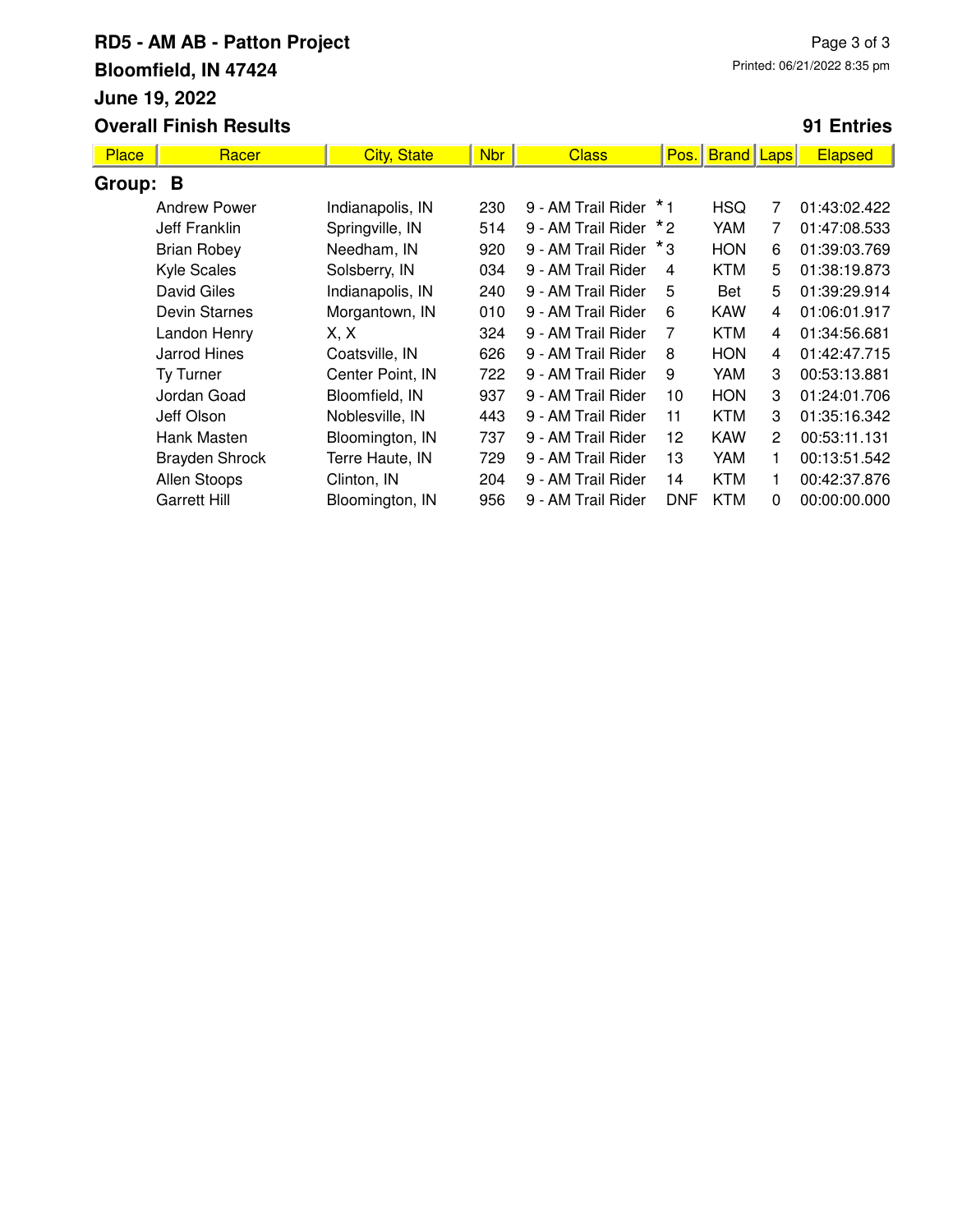# RD5 - AM AB - Patton Project

**Bloomfield, IN 47424**

**June 19, 2022**

**Overall Finish Results**

Printed: 06/21/2022 8:35 pm

**91 Entries**

| Place | Racer | City, State | Nbr | Class | Pos. | Brand | Laps | Elapsed |
|---|---|---|---|---|---|---|---|---|
| **Group: B** | | | | | | | | |
| | Andrew Power | Indianapolis, IN | 230 | 9 - AM Trail Rider | *1 | HSQ | 7 | 01:43:02.422 |
| | Jeff Franklin | Springville, IN | 514 | 9 - AM Trail Rider | *2 | YAM | 7 | 01:47:08.533 |
| | Brian Robey | Needham, IN | 920 | 9 - AM Trail Rider | *3 | HON | 6 | 01:39:03.769 |
| | Kyle Scales | Solsberry, IN | 034 | 9 - AM Trail Rider | 4 | KTM | 5 | 01:38:19.873 |
| | David Giles | Indianapolis, IN | 240 | 9 - AM Trail Rider | 5 | Bet | 5 | 01:39:29.914 |
| | Devin Starnes | Morgantown, IN | 010 | 9 - AM Trail Rider | 6 | KAW | 4 | 01:06:01.917 |
| | Landon Henry | X, X | 324 | 9 - AM Trail Rider | 7 | KTM | 4 | 01:34:56.681 |
| | Jarrod Hines | Coatsville, IN | 626 | 9 - AM Trail Rider | 8 | HON | 4 | 01:42:47.715 |
| | Ty Turner | Center Point, IN | 722 | 9 - AM Trail Rider | 9 | YAM | 3 | 00:53:13.881 |
| | Jordan Goad | Bloomfield, IN | 937 | 9 - AM Trail Rider | 10 | HON | 3 | 01:24:01.706 |
| | Jeff Olson | Noblesville, IN | 443 | 9 - AM Trail Rider | 11 | KTM | 3 | 01:35:16.342 |
| | Hank Masten | Bloomington, IN | 737 | 9 - AM Trail Rider | 12 | KAW | 2 | 00:53:11.131 |
| | Brayden Shrock | Terre Haute, IN | 729 | 9 - AM Trail Rider | 13 | YAM | 1 | 00:13:51.542 |
| | Allen Stoops | Clinton, IN | 204 | 9 - AM Trail Rider | 14 | KTM | 1 | 00:42:37.876 |
| | Garrett Hill | Bloomington, IN | 956 | 9 - AM Trail Rider | DNF | KTM | 0 | 00:00:00.000 |